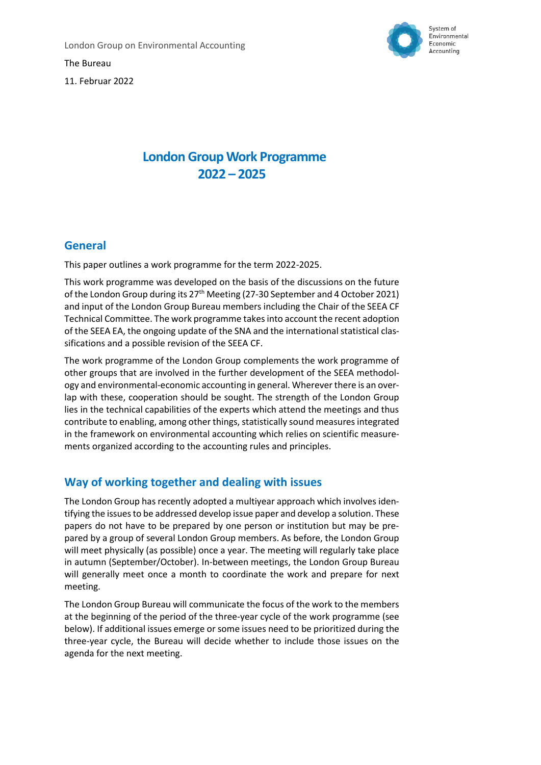London Group on Environmental Accounting

The Bureau

11. Februar 2022

# London Group Work Programme 2022 – 2025

## General

This paper outlines a work programme for the term 2022-2025.

This work programme was developed on the basis of the discussions on the future of the London Group during its 27th Meeting (27-30 September and 4 October 2021) and input of the London Group Bureau members including the Chair of the SEEA CF Technical Committee. The work programme takes into account the recent adoption of the SEEA EA, the ongoing update of the SNA and the international statistical classifications and a possible revision of the SEEA CF.

The work programme of the London Group complements the work programme of other groups that are involved in the further development of the SEEA methodology and environmental-economic accounting in general. Wherever there is an overlap with these, cooperation should be sought. The strength of the London Group lies in the technical capabilities of the experts which attend the meetings and thus contribute to enabling, among other things, statistically sound measures integrated in the framework on environmental accounting which relies on scientific measurements organized according to the accounting rules and principles.

## Way of working together and dealing with issues

The London Group has recently adopted a multiyear approach which involves identifying the issues to be addressed develop issue paper and develop a solution. These papers do not have to be prepared by one person or institution but may be prepared by a group of several London Group members. As before, the London Group will meet physically (as possible) once a year. The meeting will regularly take place in autumn (September/October). In-between meetings, the London Group Bureau will generally meet once a month to coordinate the work and prepare for next meeting.

The London Group Bureau will communicate the focus of the work to the members at the beginning of the period of the three-year cycle of the work programme (see below). If additional issues emerge or some issues need to be prioritized during the three-year cycle, the Bureau will decide whether to include those issues on the agenda for the next meeting.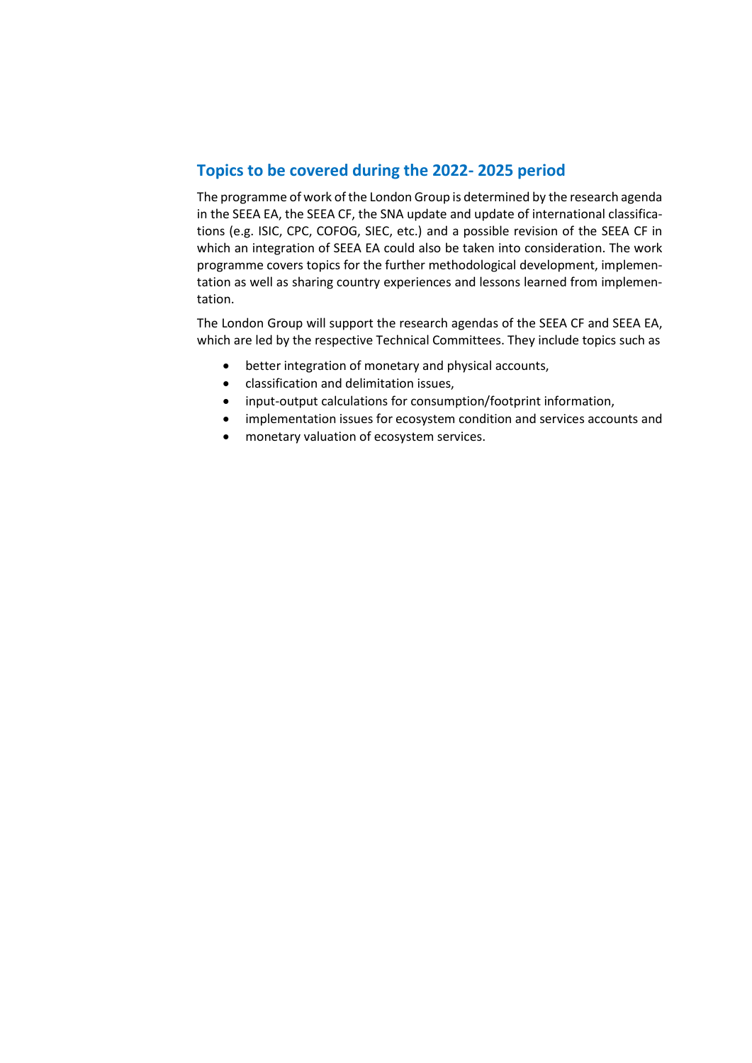## Topics to be covered during the 2022- 2025 period

The programme of work of the London Group is determined by the research agenda in the SEEA EA, the SEEA CF, the SNA update and update of international classifications (e.g. ISIC, CPC, COFOG, SIEC, etc.) and a possible revision of the SEEA CF in which an integration of SEEA EA could also be taken into consideration. The work programme covers topics for the further methodological development, implementation as well as sharing country experiences and lessons learned from implementation.

The London Group will support the research agendas of the SEEA CF and SEEA EA, which are led by the respective Technical Committees. They include topics such as

- better integration of monetary and physical accounts,
- classification and delimitation issues,
- input-output calculations for consumption/footprint information,
- implementation issues for ecosystem condition and services accounts and
- monetary valuation of ecosystem services.